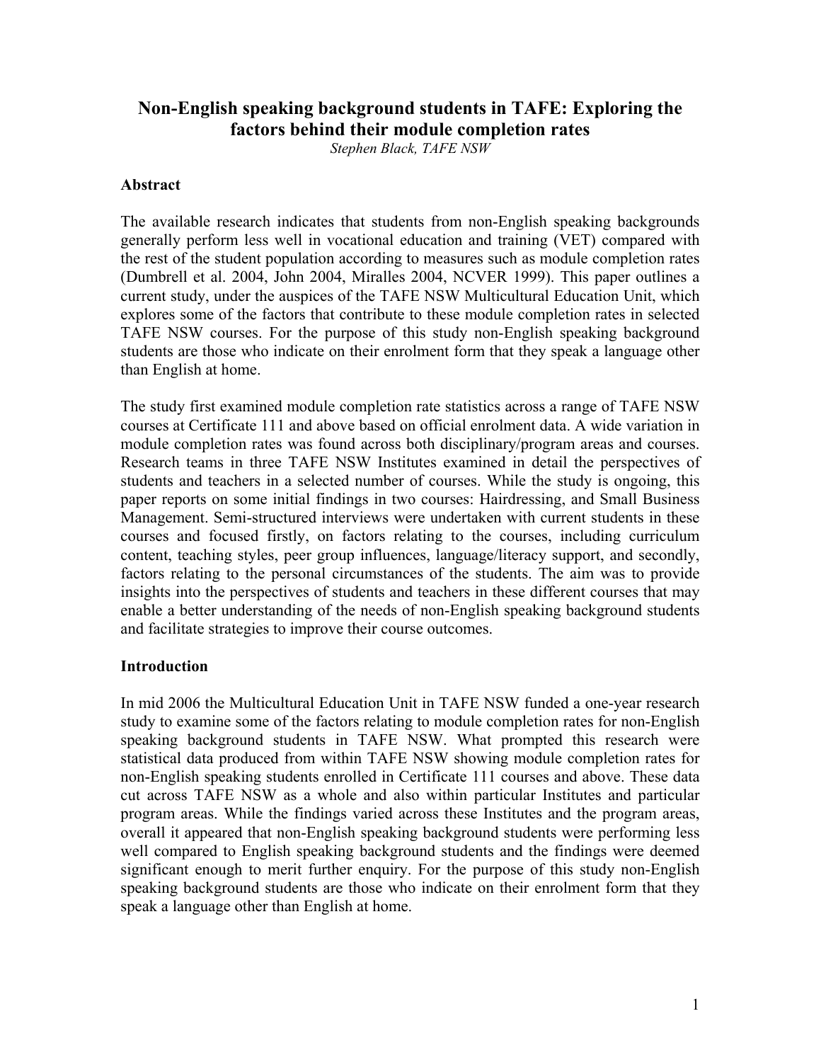# Non-English speaking background students in TAFE: Exploring the factors behind their module completion rates

*Stephen Black, TAFE NSW*

## Abstract

The available research indicates that students from non-English speaking backgrounds generally perform less well in vocational education and training (VET) compared with the rest of the student population according to measures such as module completion rates (Dumbrell et al. 2004, John 2004, Miralles 2004, NCVER 1999). This paper outlines a current study, under the auspices of the TAFE NSW Multicultural Education Unit, which explores some of the factors that contribute to these module completion rates in selected TAFE NSW courses. For the purpose of this study non-English speaking background students are those who indicate on their enrolment form that they speak a language other than English at home.

The study first examined module completion rate statistics across a range of TAFE NSW courses at Certificate 111 and above based on official enrolment data. A wide variation in module completion rates was found across both disciplinary/program areas and courses. Research teams in three TAFE NSW Institutes examined in detail the perspectives of students and teachers in a selected number of courses. While the study is ongoing, this paper reports on some initial findings in two courses: Hairdressing, and Small Business Management. Semi-structured interviews were undertaken with current students in these courses and focused firstly, on factors relating to the courses, including curriculum content, teaching styles, peer group influences, language/literacy support, and secondly, factors relating to the personal circumstances of the students. The aim was to provide insights into the perspectives of students and teachers in these different courses that may enable a better understanding of the needs of non-English speaking background students and facilitate strategies to improve their course outcomes.

## Introduction

In mid 2006 the Multicultural Education Unit in TAFE NSW funded a one-year research study to examine some of the factors relating to module completion rates for non-English speaking background students in TAFE NSW. What prompted this research were statistical data produced from within TAFE NSW showing module completion rates for non-English speaking students enrolled in Certificate 111 courses and above. These data cut across TAFE NSW as a whole and also within particular Institutes and particular program areas. While the findings varied across these Institutes and the program areas, overall it appeared that non-English speaking background students were performing less well compared to English speaking background students and the findings were deemed significant enough to merit further enquiry. For the purpose of this study non-English speaking background students are those who indicate on their enrolment form that they speak a language other than English at home.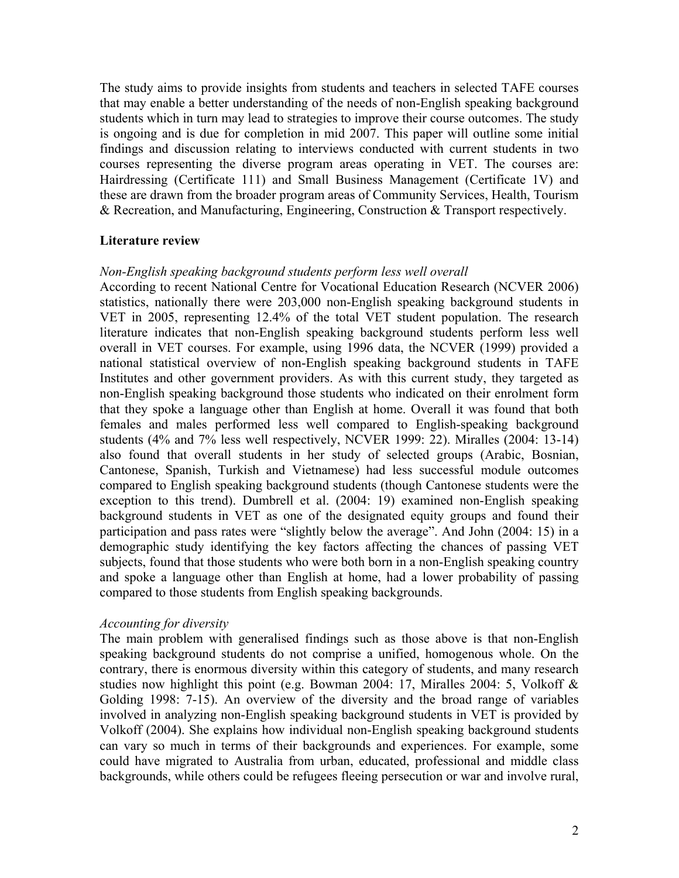The study aims to provide insights from students and teachers in selected TAFE courses that may enable a better understanding of the needs of non-English speaking background students which in turn may lead to strategies to improve their course outcomes. The study is ongoing and is due for completion in mid 2007. This paper will outline some initial findings and discussion relating to interviews conducted with current students in two courses representing the diverse program areas operating in VET. The courses are: Hairdressing (Certificate 111) and Small Business Management (Certificate 1V) and these are drawn from the broader program areas of Community Services, Health, Tourism & Recreation, and Manufacturing, Engineering, Construction & Transport respectively.

## Literature review

*Non-English speaking background students perform less well overall*

According to recent National Centre for Vocational Education Research (NCVER 2006) statistics, nationally there were 203,000 non-English speaking background students in VET in 2005, representing 12.4% of the total VET student population. The research literature indicates that non-English speaking background students perform less well overall in VET courses. For example, using 1996 data, the NCVER (1999) provided a national statistical overview of non-English speaking background students in TAFE Institutes and other government providers. As with this current study, they targeted as non-English speaking background those students who indicated on their enrolment form that they spoke a language other than English at home. Overall it was found that both females and males performed less well compared to English-speaking background students (4% and 7% less well respectively, NCVER 1999: 22). Miralles (2004: 13-14) also found that overall students in her study of selected groups (Arabic, Bosnian, Cantonese, Spanish, Turkish and Vietnamese) had less successful module outcomes compared to English speaking background students (though Cantonese students were the exception to this trend). Dumbrell et al. (2004: 19) examined non-English speaking background students in VET as one of the designated equity groups and found their participation and pass rates were "slightly below the average". And John (2004: 15) in a demographic study identifying the key factors affecting the chances of passing VET subjects, found that those students who were both born in a non-English speaking country and spoke a language other than English at home, had a lower probability of passing compared to those students from English speaking backgrounds.

*Accounting for diversity*

The main problem with generalised findings such as those above is that non-English speaking background students do not comprise a unified, homogenous whole. On the contrary, there is enormous diversity within this category of students, and many research studies now highlight this point (e.g. Bowman 2004: 17, Miralles 2004: 5, Volkoff & Golding 1998: 7-15). An overview of the diversity and the broad range of variables involved in analyzing non-English speaking background students in VET is provided by Volkoff (2004). She explains how individual non-English speaking background students can vary so much in terms of their backgrounds and experiences. For example, some could have migrated to Australia from urban, educated, professional and middle class backgrounds, while others could be refugees fleeing persecution or war and involve rural,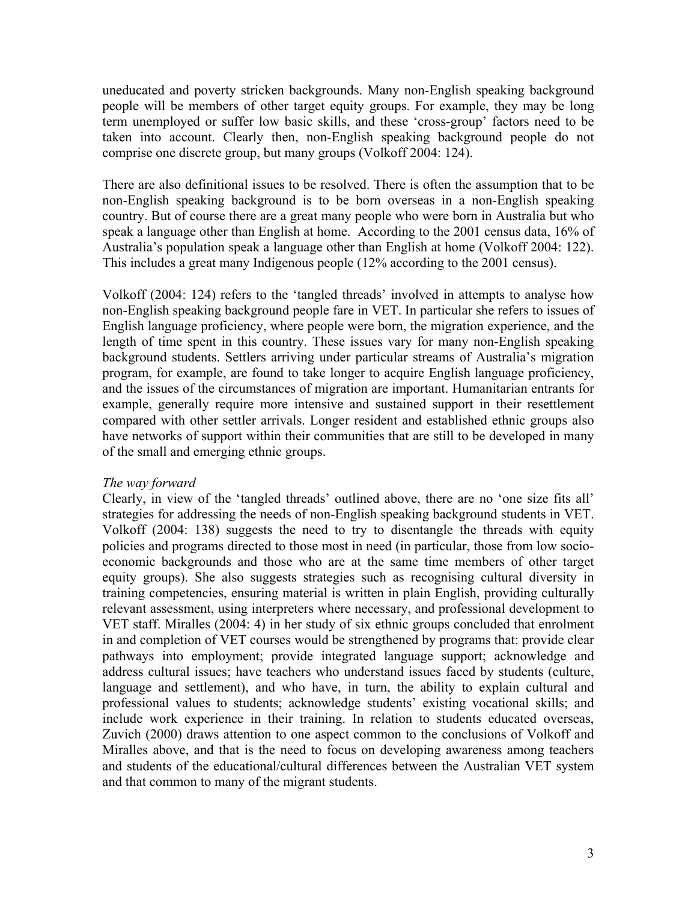uneducated and poverty stricken backgrounds. Many non-English speaking background people will be members of other target equity groups. For example, they may be long term unemployed or suffer low basic skills, and these 'cross-group' factors need to be taken into account. Clearly then, non-English speaking background people do not comprise one discrete group, but many groups (Volkoff 2004: 124).

There are also definitional issues to be resolved. There is often the assumption that to be non-English speaking background is to be born overseas in a non-English speaking country. But of course there are a great many people who were born in Australia but who speak a language other than English at home. According to the 2001 census data, 16% of Australia's population speak a language other than English at home (Volkoff 2004: 122). This includes a great many Indigenous people (12% according to the 2001 census).

Volkoff (2004: 124) refers to the 'tangled threads' involved in attempts to analyse how non-English speaking background people fare in VET. In particular she refers to issues of English language proficiency, where people were born, the migration experience, and the length of time spent in this country. These issues vary for many non-English speaking background students. Settlers arriving under particular streams of Australia's migration program, for example, are found to take longer to acquire English language proficiency, and the issues of the circumstances of migration are important. Humanitarian entrants for example, generally require more intensive and sustained support in their resettlement compared with other settler arrivals. Longer resident and established ethnic groups also have networks of support within their communities that are still to be developed in many of the small and emerging ethnic groups.

*The way forward*

Clearly, in view of the 'tangled threads' outlined above, there are no 'one size fits all' strategies for addressing the needs of non-English speaking background students in VET. Volkoff (2004: 138) suggests the need to try to disentangle the threads with equity policies and programs directed to those most in need (in particular, those from low socio-economic backgrounds and those who are at the same time members of other target equity groups). She also suggests strategies such as recognising cultural diversity in training competencies, ensuring material is written in plain English, providing culturally relevant assessment, using interpreters where necessary, and professional development to VET staff. Miralles (2004: 4) in her study of six ethnic groups concluded that enrolment in and completion of VET courses would be strengthened by programs that: provide clear pathways into employment; provide integrated language support; acknowledge and address cultural issues; have teachers who understand issues faced by students (culture, language and settlement), and who have, in turn, the ability to explain cultural and professional values to students; acknowledge students' existing vocational skills; and include work experience in their training. In relation to students educated overseas, Zuvich (2000) draws attention to one aspect common to the conclusions of Volkoff and Miralles above, and that is the need to focus on developing awareness among teachers and students of the educational/cultural differences between the Australian VET system and that common to many of the migrant students.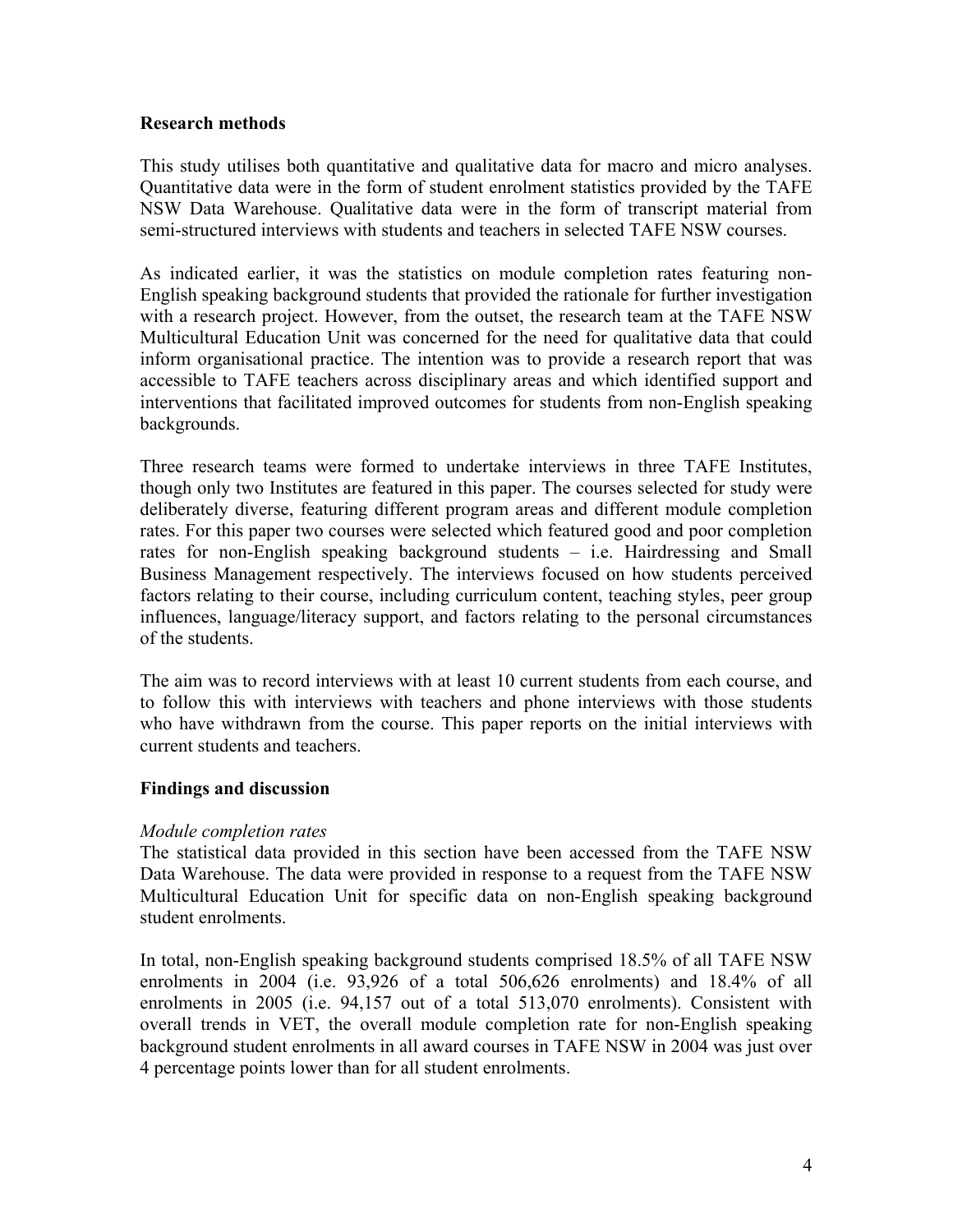## Research methods

This study utilises both quantitative and qualitative data for macro and micro analyses. Quantitative data were in the form of student enrolment statistics provided by the TAFE NSW Data Warehouse. Qualitative data were in the form of transcript material from semi-structured interviews with students and teachers in selected TAFE NSW courses.

As indicated earlier, it was the statistics on module completion rates featuring non-English speaking background students that provided the rationale for further investigation with a research project. However, from the outset, the research team at the TAFE NSW Multicultural Education Unit was concerned for the need for qualitative data that could inform organisational practice. The intention was to provide a research report that was accessible to TAFE teachers across disciplinary areas and which identified support and interventions that facilitated improved outcomes for students from non-English speaking backgrounds.

Three research teams were formed to undertake interviews in three TAFE Institutes, though only two Institutes are featured in this paper. The courses selected for study were deliberately diverse, featuring different program areas and different module completion rates. For this paper two courses were selected which featured good and poor completion rates for non-English speaking background students – i.e. Hairdressing and Small Business Management respectively. The interviews focused on how students perceived factors relating to their course, including curriculum content, teaching styles, peer group influences, language/literacy support, and factors relating to the personal circumstances of the students.

The aim was to record interviews with at least 10 current students from each course, and to follow this with interviews with teachers and phone interviews with those students who have withdrawn from the course. This paper reports on the initial interviews with current students and teachers.

## Findings and discussion

*Module completion rates*

The statistical data provided in this section have been accessed from the TAFE NSW Data Warehouse. The data were provided in response to a request from the TAFE NSW Multicultural Education Unit for specific data on non-English speaking background student enrolments.

In total, non-English speaking background students comprised 18.5% of all TAFE NSW enrolments in 2004 (i.e. 93,926 of a total 506,626 enrolments) and 18.4% of all enrolments in 2005 (i.e. 94,157 out of a total 513,070 enrolments). Consistent with overall trends in VET, the overall module completion rate for non-English speaking background student enrolments in all award courses in TAFE NSW in 2004 was just over 4 percentage points lower than for all student enrolments.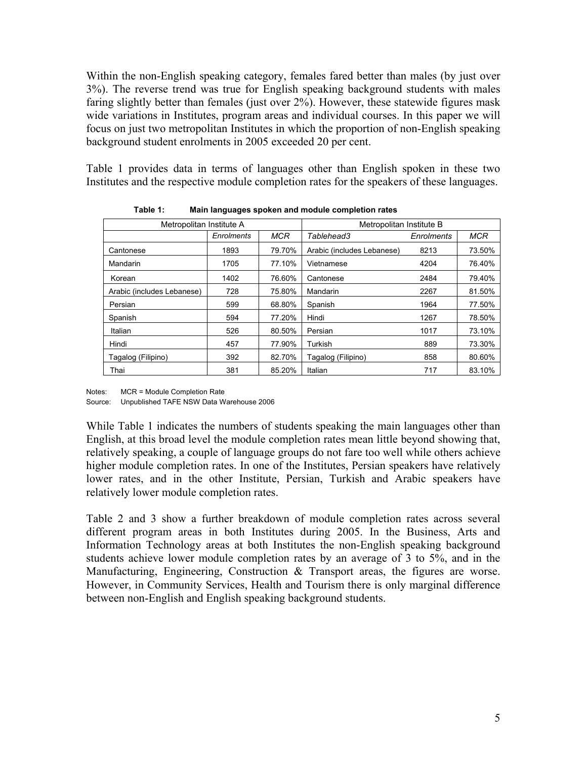Within the non-English speaking category, females fared better than males (by just over 3%). The reverse trend was true for English speaking background students with males faring slightly better than females (just over 2%). However, these statewide figures mask wide variations in Institutes, program areas and individual courses. In this paper we will focus on just two metropolitan Institutes in which the proportion of non-English speaking background student enrolments in 2005 exceeded 20 per cent.

Table 1 provides data in terms of languages other than English spoken in these two Institutes and the respective module completion rates for the speakers of these languages.

**Table 1: Main languages spoken and module completion rates**

| Metropolitan Institute A | | | Metropolitan Institute B | | |
|---|---|---|---|---|---|
| | *Enrolments* | *MCR* | *Tablehead3* | *Enrolments* | *MCR* |
| Cantonese | 1893 | 79.70% | Arabic (includes Lebanese) | 8213 | 73.50% |
| Mandarin | 1705 | 77.10% | Vietnamese | 4204 | 76.40% |
| Korean | 1402 | 76.60% | Cantonese | 2484 | 79.40% |
| Arabic (includes Lebanese) | 728 | 75.80% | Mandarin | 2267 | 81.50% |
| Persian | 599 | 68.80% | Spanish | 1964 | 77.50% |
| Spanish | 594 | 77.20% | Hindi | 1267 | 78.50% |
| Italian | 526 | 80.50% | Persian | 1017 | 73.10% |
| Hindi | 457 | 77.90% | Turkish | 889 | 73.30% |
| Tagalog (Filipino) | 392 | 82.70% | Tagalog (Filipino) | 858 | 80.60% |
| Thai | 381 | 85.20% | Italian | 717 | 83.10% |

Notes: MCR = Module Completion Rate
Source: Unpublished TAFE NSW Data Warehouse 2006

While Table 1 indicates the numbers of students speaking the main languages other than English, at this broad level the module completion rates mean little beyond showing that, relatively speaking, a couple of language groups do not fare too well while others achieve higher module completion rates. In one of the Institutes, Persian speakers have relatively lower rates, and in the other Institute, Persian, Turkish and Arabic speakers have relatively lower module completion rates.

Table 2 and 3 show a further breakdown of module completion rates across several different program areas in both Institutes during 2005. In the Business, Arts and Information Technology areas at both Institutes the non-English speaking background students achieve lower module completion rates by an average of 3 to 5%, and in the Manufacturing, Engineering, Construction & Transport areas, the figures are worse. However, in Community Services, Health and Tourism there is only marginal difference between non-English and English speaking background students.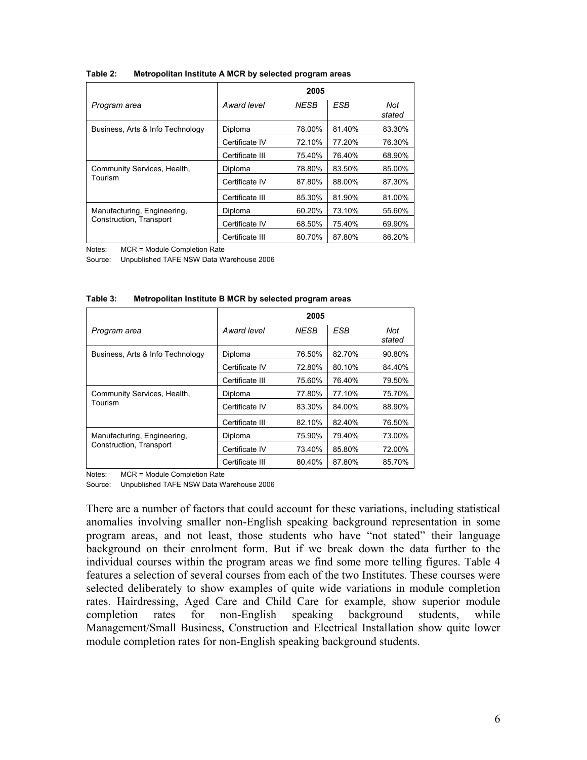**Table 2: Metropolitan Institute A MCR by selected program areas**

| | 2005 | | | |
|---|---|---|---|---|
| *Program area* | *Award level* | *NESB* | *ESB* | *Not stated* |
| Business, Arts & Info Technology | Diploma | 78.00% | 81.40% | 83.30% |
| | Certificate IV | 72.10% | 77.20% | 76.30% |
| | Certificate III | 75.40% | 76.40% | 68.90% |
| Community Services, Health, Tourism | Diploma | 78.80% | 83.50% | 85.00% |
| | Certificate IV | 87.80% | 88.00% | 87.30% |
| | Certificate III | 85.30% | 81.90% | 81.00% |
| Manufacturing, Engineering, Construction, Transport | Diploma | 60.20% | 73.10% | 55.60% |
| | Certificate IV | 68.50% | 75.40% | 69.90% |
| | Certificate III | 80.70% | 87.80% | 86.20% |

Notes: MCR = Module Completion Rate

Source: Unpublished TAFE NSW Data Warehouse 2006

**Table 3: Metropolitan Institute B MCR by selected program areas**

| | 2005 | | | |
|---|---|---|---|---|
| *Program area* | *Award level* | *NESB* | *ESB* | *Not stated* |
| Business, Arts & Info Technology | Diploma | 76.50% | 82.70% | 90.80% |
| | Certificate IV | 72.80% | 80.10% | 84.40% |
| | Certificate III | 75.60% | 76.40% | 79.50% |
| Community Services, Health, Tourism | Diploma | 77.80% | 77.10% | 75.70% |
| | Certificate IV | 83.30% | 84.00% | 88.90% |
| | Certificate III | 82.10% | 82.40% | 76.50% |
| Manufacturing, Engineering, Construction, Transport | Diploma | 75.90% | 79.40% | 73.00% |
| | Certificate IV | 73.40% | 85.80% | 72.00% |
| | Certificate III | 80.40% | 87.80% | 85.70% |

Notes: MCR = Module Completion Rate

Source: Unpublished TAFE NSW Data Warehouse 2006

There are a number of factors that could account for these variations, including statistical anomalies involving smaller non-English speaking background representation in some program areas, and not least, those students who have "not stated" their language background on their enrolment form. But if we break down the data further to the individual courses within the program areas we find some more telling figures. Table 4 features a selection of several courses from each of the two Institutes. These courses were selected deliberately to show examples of quite wide variations in module completion rates. Hairdressing, Aged Care and Child Care for example, show superior module completion rates for non-English speaking background students, while Management/Small Business, Construction and Electrical Installation show quite lower module completion rates for non-English speaking background students.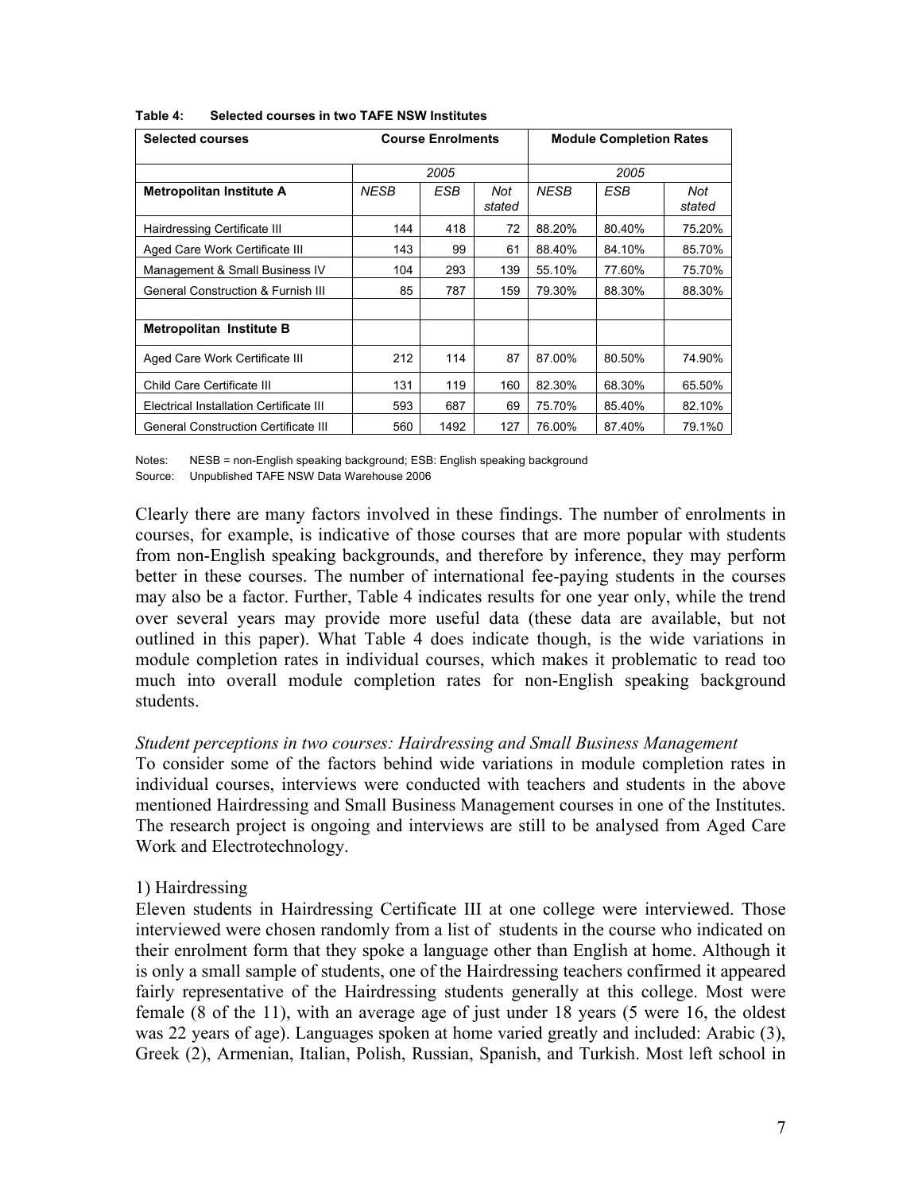**Table 4: Selected courses in two TAFE NSW Institutes**

| Selected courses | Course Enrolments | | | Module Completion Rates | | |
|---|---|---|---|---|---|---|
| | *2005* | | | *2005* | | |
| **Metropolitan Institute A** | *NESB* | *ESB* | *Not stated* | *NESB* | *ESB* | *Not stated* |
| Hairdressing Certificate III | 144 | 418 | 72 | 88.20% | 80.40% | 75.20% |
| Aged Care Work Certificate III | 143 | 99 | 61 | 88.40% | 84.10% | 85.70% |
| Management & Small Business IV | 104 | 293 | 139 | 55.10% | 77.60% | 75.70% |
| General Construction & Furnish III | 85 | 787 | 159 | 79.30% | 88.30% | 88.30% |
| | | | | | | |
| **Metropolitan Institute B** | | | | | | |
| Aged Care Work Certificate III | 212 | 114 | 87 | 87.00% | 80.50% | 74.90% |
| Child Care Certificate III | 131 | 119 | 160 | 82.30% | 68.30% | 65.50% |
| Electrical Installation Certificate III | 593 | 687 | 69 | 75.70% | 85.40% | 82.10% |
| General Construction Certificate III | 560 | 1492 | 127 | 76.00% | 87.40% | 79.1%0 |

Notes: NESB = non-English speaking background; ESB: English speaking background
Source: Unpublished TAFE NSW Data Warehouse 2006

Clearly there are many factors involved in these findings. The number of enrolments in courses, for example, is indicative of those courses that are more popular with students from non-English speaking backgrounds, and therefore by inference, they may perform better in these courses. The number of international fee-paying students in the courses may also be a factor. Further, Table 4 indicates results for one year only, while the trend over several years may provide more useful data (these data are available, but not outlined in this paper). What Table 4 does indicate though, is the wide variations in module completion rates in individual courses, which makes it problematic to read too much into overall module completion rates for non-English speaking background students.

*Student perceptions in two courses: Hairdressing and Small Business Management*

To consider some of the factors behind wide variations in module completion rates in individual courses, interviews were conducted with teachers and students in the above mentioned Hairdressing and Small Business Management courses in one of the Institutes. The research project is ongoing and interviews are still to be analysed from Aged Care Work and Electrotechnology.

1) Hairdressing

Eleven students in Hairdressing Certificate III at one college were interviewed. Those interviewed were chosen randomly from a list of students in the course who indicated on their enrolment form that they spoke a language other than English at home. Although it is only a small sample of students, one of the Hairdressing teachers confirmed it appeared fairly representative of the Hairdressing students generally at this college. Most were female (8 of the 11), with an average age of just under 18 years (5 were 16, the oldest was 22 years of age). Languages spoken at home varied greatly and included: Arabic (3), Greek (2), Armenian, Italian, Polish, Russian, Spanish, and Turkish. Most left school in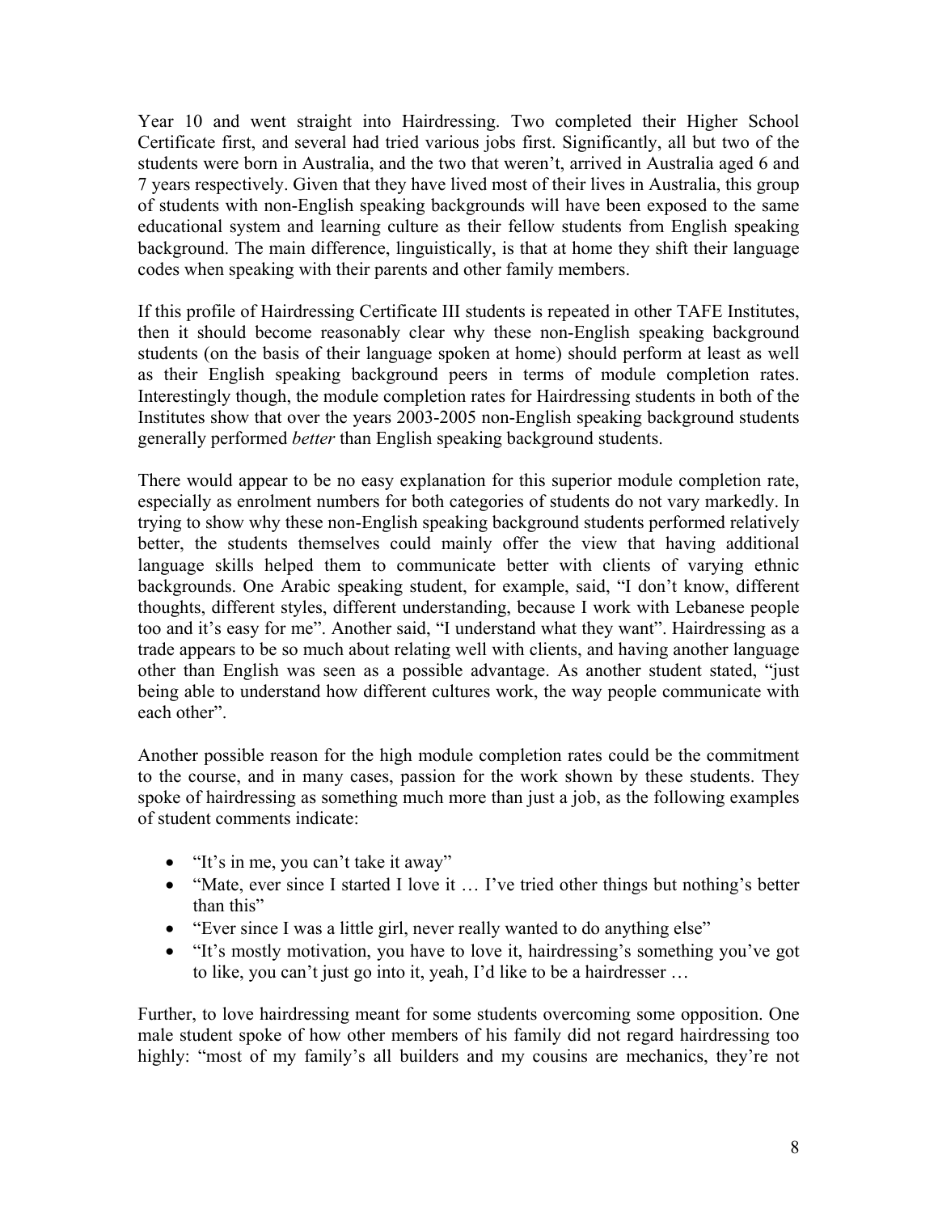Year 10 and went straight into Hairdressing. Two completed their Higher School Certificate first, and several had tried various jobs first. Significantly, all but two of the students were born in Australia, and the two that weren't, arrived in Australia aged 6 and 7 years respectively. Given that they have lived most of their lives in Australia, this group of students with non-English speaking backgrounds will have been exposed to the same educational system and learning culture as their fellow students from English speaking background. The main difference, linguistically, is that at home they shift their language codes when speaking with their parents and other family members.

If this profile of Hairdressing Certificate III students is repeated in other TAFE Institutes, then it should become reasonably clear why these non-English speaking background students (on the basis of their language spoken at home) should perform at least as well as their English speaking background peers in terms of module completion rates. Interestingly though, the module completion rates for Hairdressing students in both of the Institutes show that over the years 2003-2005 non-English speaking background students generally performed *better* than English speaking background students.

There would appear to be no easy explanation for this superior module completion rate, especially as enrolment numbers for both categories of students do not vary markedly. In trying to show why these non-English speaking background students performed relatively better, the students themselves could mainly offer the view that having additional language skills helped them to communicate better with clients of varying ethnic backgrounds. One Arabic speaking student, for example, said, "I don't know, different thoughts, different styles, different understanding, because I work with Lebanese people too and it's easy for me". Another said, "I understand what they want". Hairdressing as a trade appears to be so much about relating well with clients, and having another language other than English was seen as a possible advantage. As another student stated, "just being able to understand how different cultures work, the way people communicate with each other".

Another possible reason for the high module completion rates could be the commitment to the course, and in many cases, passion for the work shown by these students. They spoke of hairdressing as something much more than just a job, as the following examples of student comments indicate:

- "It's in me, you can't take it away"
- "Mate, ever since I started I love it … I've tried other things but nothing's better than this"
- "Ever since I was a little girl, never really wanted to do anything else"
- "It's mostly motivation, you have to love it, hairdressing's something you've got to like, you can't just go into it, yeah, I'd like to be a hairdresser …

Further, to love hairdressing meant for some students overcoming some opposition. One male student spoke of how other members of his family did not regard hairdressing too highly: "most of my family's all builders and my cousins are mechanics, they're not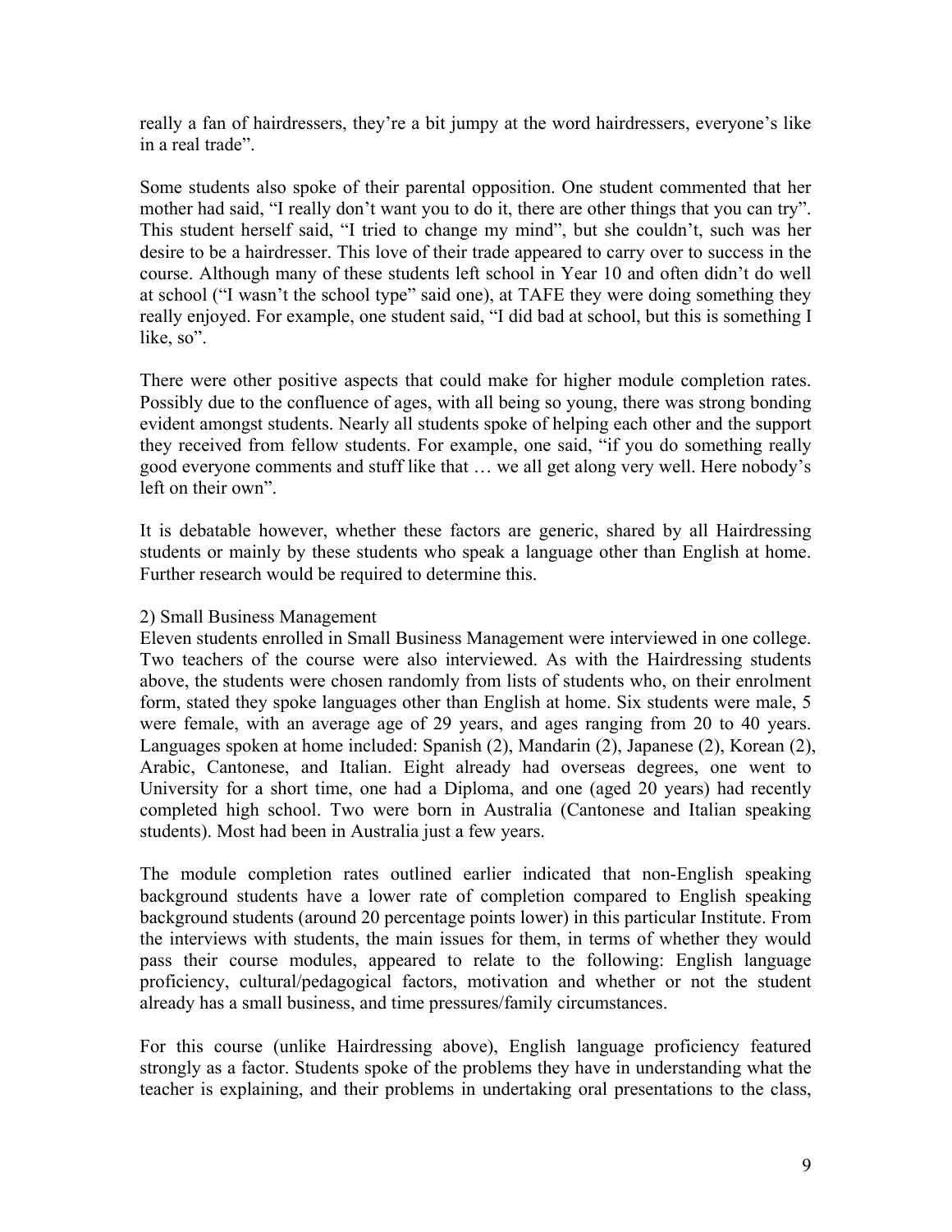really a fan of hairdressers, they're a bit jumpy at the word hairdressers, everyone's like in a real trade".

Some students also spoke of their parental opposition. One student commented that her mother had said, "I really don't want you to do it, there are other things that you can try". This student herself said, "I tried to change my mind", but she couldn't, such was her desire to be a hairdresser. This love of their trade appeared to carry over to success in the course. Although many of these students left school in Year 10 and often didn't do well at school ("I wasn't the school type" said one), at TAFE they were doing something they really enjoyed. For example, one student said, "I did bad at school, but this is something I like, so".

There were other positive aspects that could make for higher module completion rates. Possibly due to the confluence of ages, with all being so young, there was strong bonding evident amongst students. Nearly all students spoke of helping each other and the support they received from fellow students. For example, one said, "if you do something really good everyone comments and stuff like that … we all get along very well. Here nobody's left on their own".

It is debatable however, whether these factors are generic, shared by all Hairdressing students or mainly by these students who speak a language other than English at home. Further research would be required to determine this.

2) Small Business Management

Eleven students enrolled in Small Business Management were interviewed in one college. Two teachers of the course were also interviewed. As with the Hairdressing students above, the students were chosen randomly from lists of students who, on their enrolment form, stated they spoke languages other than English at home. Six students were male, 5 were female, with an average age of 29 years, and ages ranging from 20 to 40 years. Languages spoken at home included: Spanish (2), Mandarin (2), Japanese (2), Korean (2), Arabic, Cantonese, and Italian. Eight already had overseas degrees, one went to University for a short time, one had a Diploma, and one (aged 20 years) had recently completed high school. Two were born in Australia (Cantonese and Italian speaking students). Most had been in Australia just a few years.

The module completion rates outlined earlier indicated that non-English speaking background students have a lower rate of completion compared to English speaking background students (around 20 percentage points lower) in this particular Institute. From the interviews with students, the main issues for them, in terms of whether they would pass their course modules, appeared to relate to the following: English language proficiency, cultural/pedagogical factors, motivation and whether or not the student already has a small business, and time pressures/family circumstances.

For this course (unlike Hairdressing above), English language proficiency featured strongly as a factor. Students spoke of the problems they have in understanding what the teacher is explaining, and their problems in undertaking oral presentations to the class,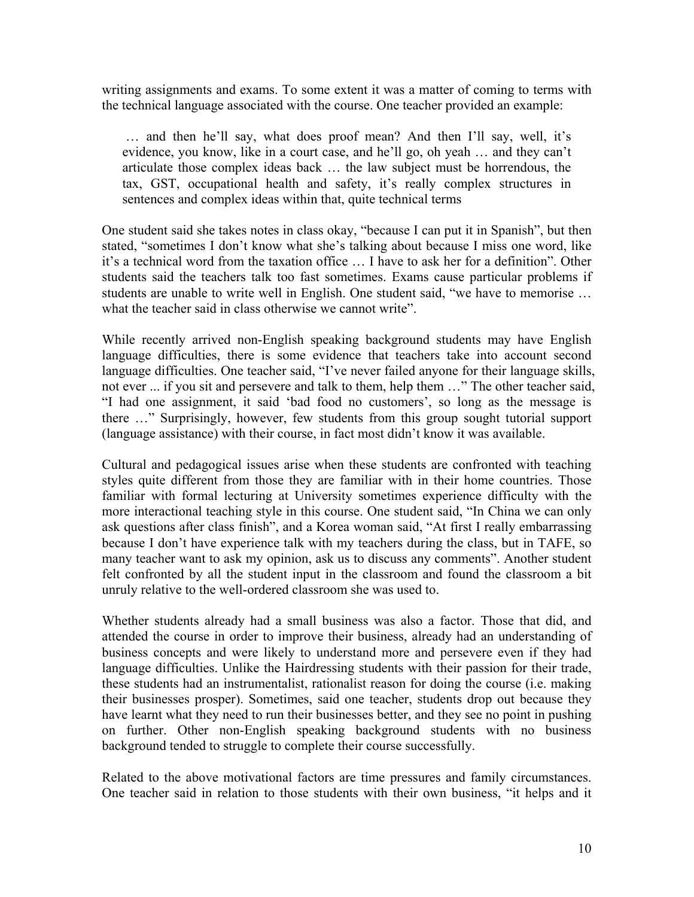writing assignments and exams. To some extent it was a matter of coming to terms with the technical language associated with the course. One teacher provided an example:

> … and then he'll say, what does proof mean? And then I'll say, well, it's evidence, you know, like in a court case, and he'll go, oh yeah … and they can't articulate those complex ideas back … the law subject must be horrendous, the tax, GST, occupational health and safety, it's really complex structures in sentences and complex ideas within that, quite technical terms

One student said she takes notes in class okay, "because I can put it in Spanish", but then stated, "sometimes I don't know what she's talking about because I miss one word, like it's a technical word from the taxation office … I have to ask her for a definition". Other students said the teachers talk too fast sometimes. Exams cause particular problems if students are unable to write well in English. One student said, "we have to memorise … what the teacher said in class otherwise we cannot write".

While recently arrived non-English speaking background students may have English language difficulties, there is some evidence that teachers take into account second language difficulties. One teacher said, "I've never failed anyone for their language skills, not ever ... if you sit and persevere and talk to them, help them …" The other teacher said, "I had one assignment, it said 'bad food no customers', so long as the message is there …" Surprisingly, however, few students from this group sought tutorial support (language assistance) with their course, in fact most didn't know it was available.

Cultural and pedagogical issues arise when these students are confronted with teaching styles quite different from those they are familiar with in their home countries. Those familiar with formal lecturing at University sometimes experience difficulty with the more interactional teaching style in this course. One student said, "In China we can only ask questions after class finish", and a Korea woman said, "At first I really embarrassing because I don't have experience talk with my teachers during the class, but in TAFE, so many teacher want to ask my opinion, ask us to discuss any comments". Another student felt confronted by all the student input in the classroom and found the classroom a bit unruly relative to the well-ordered classroom she was used to.

Whether students already had a small business was also a factor. Those that did, and attended the course in order to improve their business, already had an understanding of business concepts and were likely to understand more and persevere even if they had language difficulties. Unlike the Hairdressing students with their passion for their trade, these students had an instrumentalist, rationalist reason for doing the course (i.e. making their businesses prosper). Sometimes, said one teacher, students drop out because they have learnt what they need to run their businesses better, and they see no point in pushing on further. Other non-English speaking background students with no business background tended to struggle to complete their course successfully.

Related to the above motivational factors are time pressures and family circumstances. One teacher said in relation to those students with their own business, "it helps and it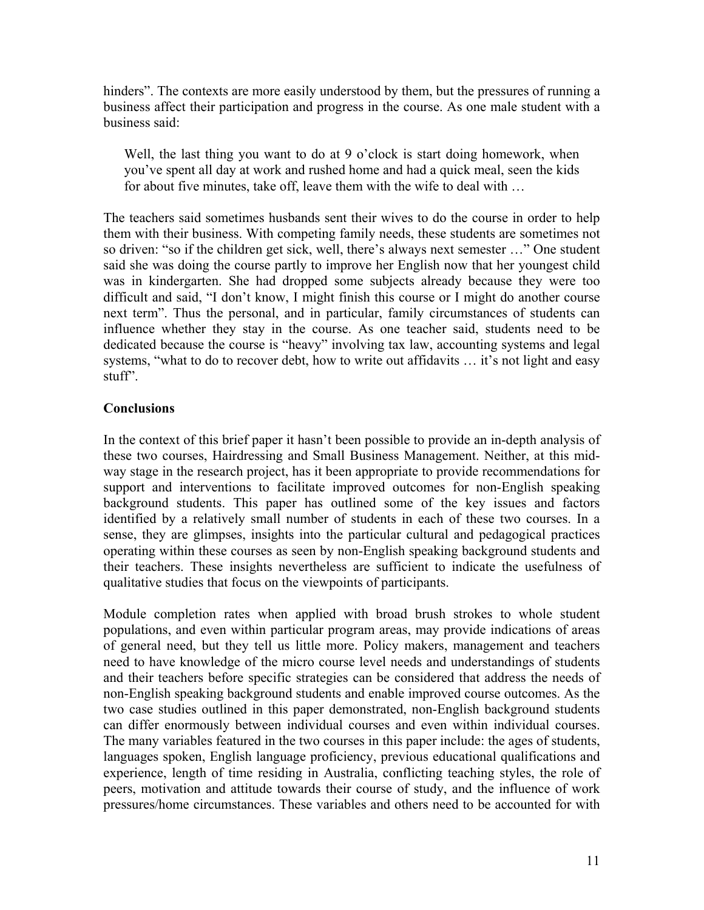hinders". The contexts are more easily understood by them, but the pressures of running a business affect their participation and progress in the course. As one male student with a business said:

> Well, the last thing you want to do at 9 o'clock is start doing homework, when you've spent all day at work and rushed home and had a quick meal, seen the kids for about five minutes, take off, leave them with the wife to deal with …

The teachers said sometimes husbands sent their wives to do the course in order to help them with their business. With competing family needs, these students are sometimes not so driven: "so if the children get sick, well, there's always next semester …" One student said she was doing the course partly to improve her English now that her youngest child was in kindergarten. She had dropped some subjects already because they were too difficult and said, "I don't know, I might finish this course or I might do another course next term". Thus the personal, and in particular, family circumstances of students can influence whether they stay in the course. As one teacher said, students need to be dedicated because the course is "heavy" involving tax law, accounting systems and legal systems, "what to do to recover debt, how to write out affidavits … it's not light and easy stuff".

## Conclusions

In the context of this brief paper it hasn't been possible to provide an in-depth analysis of these two courses, Hairdressing and Small Business Management. Neither, at this mid-way stage in the research project, has it been appropriate to provide recommendations for support and interventions to facilitate improved outcomes for non-English speaking background students. This paper has outlined some of the key issues and factors identified by a relatively small number of students in each of these two courses. In a sense, they are glimpses, insights into the particular cultural and pedagogical practices operating within these courses as seen by non-English speaking background students and their teachers. These insights nevertheless are sufficient to indicate the usefulness of qualitative studies that focus on the viewpoints of participants.

Module completion rates when applied with broad brush strokes to whole student populations, and even within particular program areas, may provide indications of areas of general need, but they tell us little more. Policy makers, management and teachers need to have knowledge of the micro course level needs and understandings of students and their teachers before specific strategies can be considered that address the needs of non-English speaking background students and enable improved course outcomes. As the two case studies outlined in this paper demonstrated, non-English background students can differ enormously between individual courses and even within individual courses. The many variables featured in the two courses in this paper include: the ages of students, languages spoken, English language proficiency, previous educational qualifications and experience, length of time residing in Australia, conflicting teaching styles, the role of peers, motivation and attitude towards their course of study, and the influence of work pressures/home circumstances. These variables and others need to be accounted for with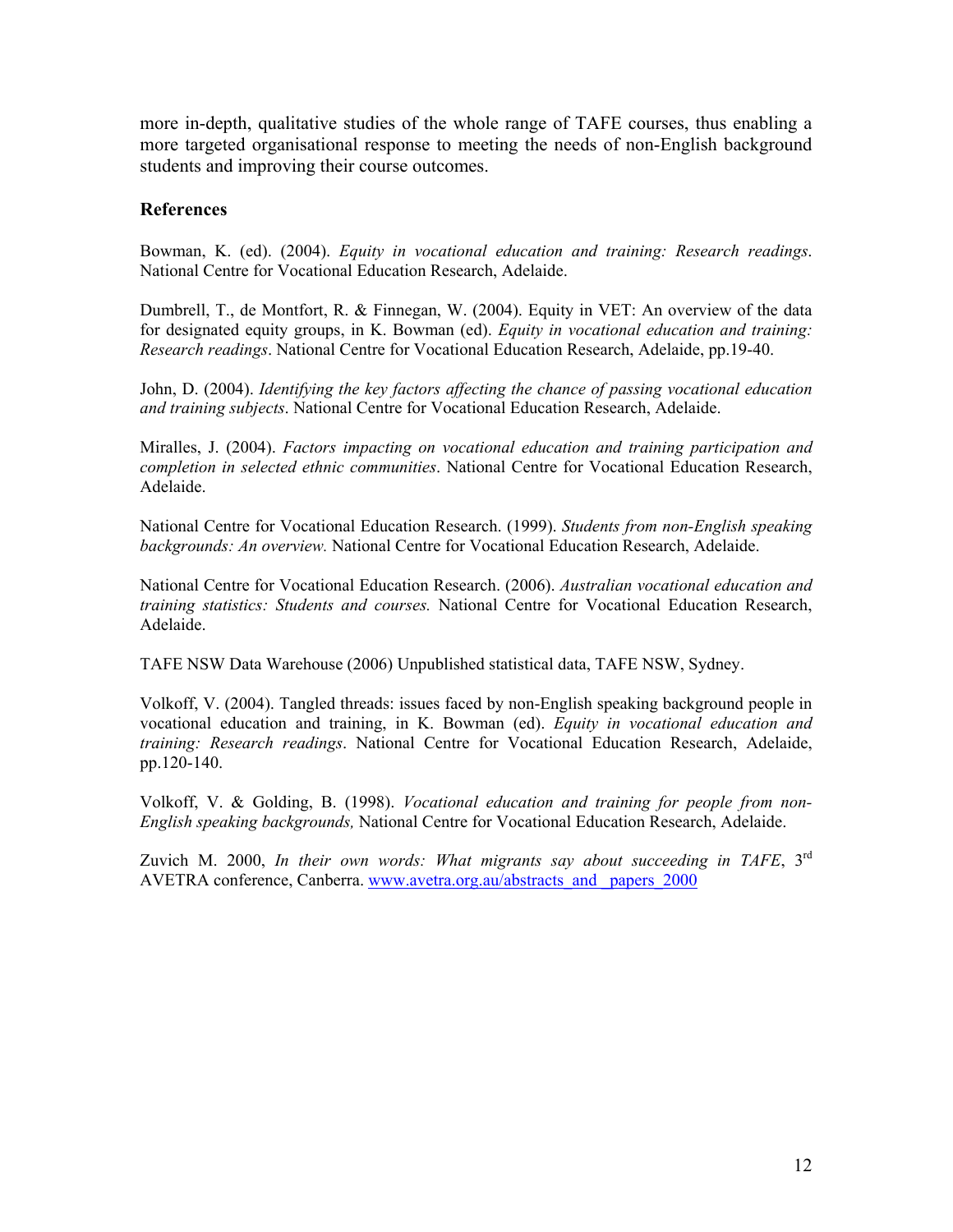more in-depth, qualitative studies of the whole range of TAFE courses, thus enabling a more targeted organisational response to meeting the needs of non-English background students and improving their course outcomes.

## References

Bowman, K. (ed). (2004). *Equity in vocational education and training: Research readings*. National Centre for Vocational Education Research, Adelaide.

Dumbrell, T., de Montfort, R. & Finnegan, W. (2004). Equity in VET: An overview of the data for designated equity groups, in K. Bowman (ed). *Equity in vocational education and training: Research readings*. National Centre for Vocational Education Research, Adelaide, pp.19-40.

John, D. (2004). *Identifying the key factors affecting the chance of passing vocational education and training subjects*. National Centre for Vocational Education Research, Adelaide.

Miralles, J. (2004). *Factors impacting on vocational education and training participation and completion in selected ethnic communities*. National Centre for Vocational Education Research, Adelaide.

National Centre for Vocational Education Research. (1999). *Students from non-English speaking backgrounds: An overview.* National Centre for Vocational Education Research, Adelaide.

National Centre for Vocational Education Research. (2006). *Australian vocational education and training statistics: Students and courses.* National Centre for Vocational Education Research, Adelaide.

TAFE NSW Data Warehouse (2006) Unpublished statistical data, TAFE NSW, Sydney.

Volkoff, V. (2004). Tangled threads: issues faced by non-English speaking background people in vocational education and training, in K. Bowman (ed). *Equity in vocational education and training: Research readings*. National Centre for Vocational Education Research, Adelaide, pp.120-140.

Volkoff, V. & Golding, B. (1998). *Vocational education and training for people from non-English speaking backgrounds,* National Centre for Vocational Education Research, Adelaide.

Zuvich M. 2000, *In their own words: What migrants say about succeeding in TAFE*, 3rd AVETRA conference, Canberra. www.avetra.org.au/abstracts_and _papers_2000